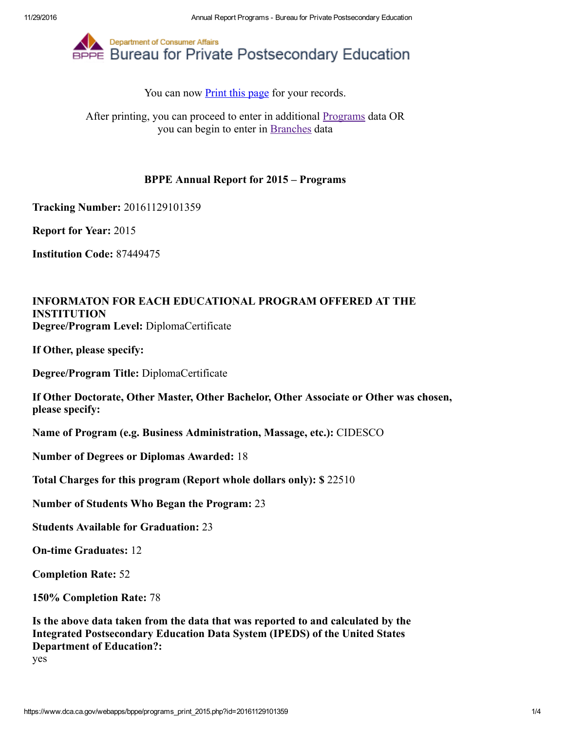Department of Consumer Affairs
# Bureau for Private Postsecondary Education

You can now Print this page for your records.

After printing, you can proceed to enter in additional Programs data OR you can begin to enter in Branches data

## BPPE Annual Report for 2015 – Programs

**Tracking Number:** 20161129101359

**Report for Year:** 2015

**Institution Code:** 87449475

### INFORMATON FOR EACH EDUCATIONAL PROGRAM OFFERED AT THE INSTITUTION

**Degree/Program Level:** DiplomaCertificate

**If Other, please specify:**

**Degree/Program Title:** DiplomaCertificate

**If Other Doctorate, Other Master, Other Bachelor, Other Associate or Other was chosen, please specify:**

**Name of Program (e.g. Business Administration, Massage, etc.):** CIDESCO

**Number of Degrees or Diplomas Awarded:** 18

**Total Charges for this program (Report whole dollars only): $** 22510

**Number of Students Who Began the Program:** 23

**Students Available for Graduation:** 23

**On-time Graduates:** 12

**Completion Rate:** 52

**150% Completion Rate:** 78

**Is the above data taken from the data that was reported to and calculated by the Integrated Postsecondary Education Data System (IPEDS) of the United States Department of Education?:**
yes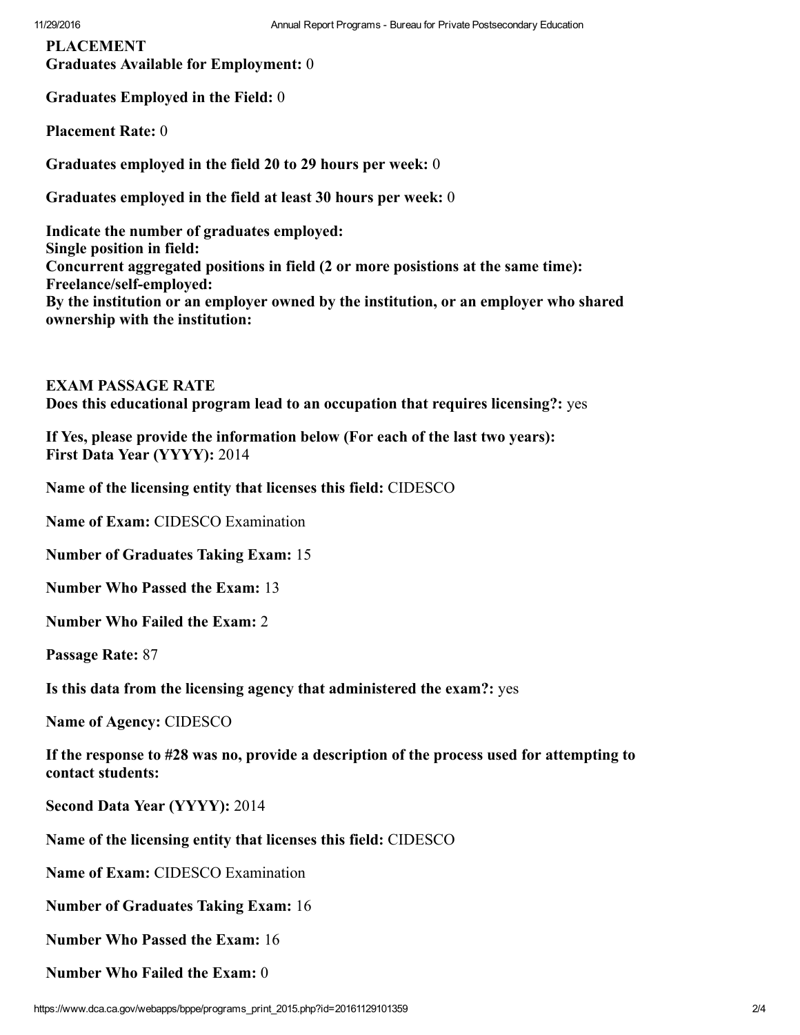**PLACEMENT**
**Graduates Available for Employment:** 0

**Graduates Employed in the Field:** 0

**Placement Rate:** 0

**Graduates employed in the field 20 to 29 hours per week:** 0

**Graduates employed in the field at least 30 hours per week:** 0

**Indicate the number of graduates employed:**
**Single position in field:**
**Concurrent aggregated positions in field (2 or more posistions at the same time):**
**Freelance/self-employed:**
**By the institution or an employer owned by the institution, or an employer who shared ownership with the institution:**

**EXAM PASSAGE RATE**
**Does this educational program lead to an occupation that requires licensing?:** yes

**If Yes, please provide the information below (For each of the last two years):**
**First Data Year (YYYY):** 2014

**Name of the licensing entity that licenses this field:** CIDESCO

**Name of Exam:** CIDESCO Examination

**Number of Graduates Taking Exam:** 15

**Number Who Passed the Exam:** 13

**Number Who Failed the Exam:** 2

**Passage Rate:** 87

**Is this data from the licensing agency that administered the exam?:** yes

**Name of Agency:** CIDESCO

**If the response to #28 was no, provide a description of the process used for attempting to contact students:**

**Second Data Year (YYYY):** 2014

**Name of the licensing entity that licenses this field:** CIDESCO

**Name of Exam:** CIDESCO Examination

**Number of Graduates Taking Exam:** 16

**Number Who Passed the Exam:** 16

**Number Who Failed the Exam:** 0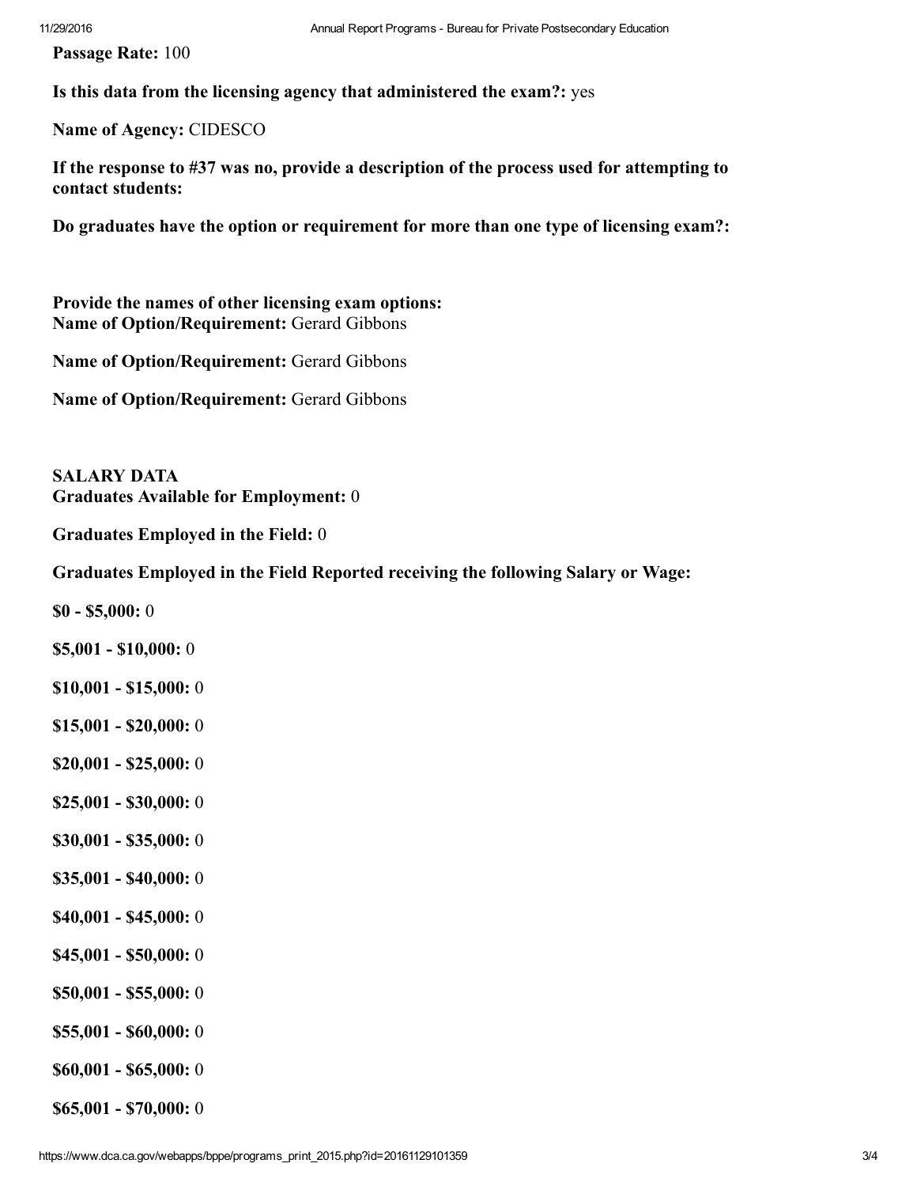**Passage Rate:** 100

**Is this data from the licensing agency that administered the exam?:** yes

**Name of Agency:** CIDESCO

**If the response to #37 was no, provide a description of the process used for attempting to contact students:**

**Do graduates have the option or requirement for more than one type of licensing exam?:**

**Provide the names of other licensing exam options:**
**Name of Option/Requirement:** Gerard Gibbons

**Name of Option/Requirement:** Gerard Gibbons

**Name of Option/Requirement:** Gerard Gibbons

**SALARY DATA**
**Graduates Available for Employment:** 0

**Graduates Employed in the Field:** 0

**Graduates Employed in the Field Reported receiving the following Salary or Wage:**

**$0 - $5,000:** 0

**$5,001 - $10,000:** 0

**$10,001 - $15,000:** 0

**$15,001 - $20,000:** 0

**$20,001 - $25,000:** 0

**$25,001 - $30,000:** 0

**$30,001 - $35,000:** 0

**$35,001 - $40,000:** 0

**$40,001 - $45,000:** 0

**$45,001 - $50,000:** 0

**$50,001 - $55,000:** 0

**$55,001 - $60,000:** 0

**$60,001 - $65,000:** 0

**$65,001 - $70,000:** 0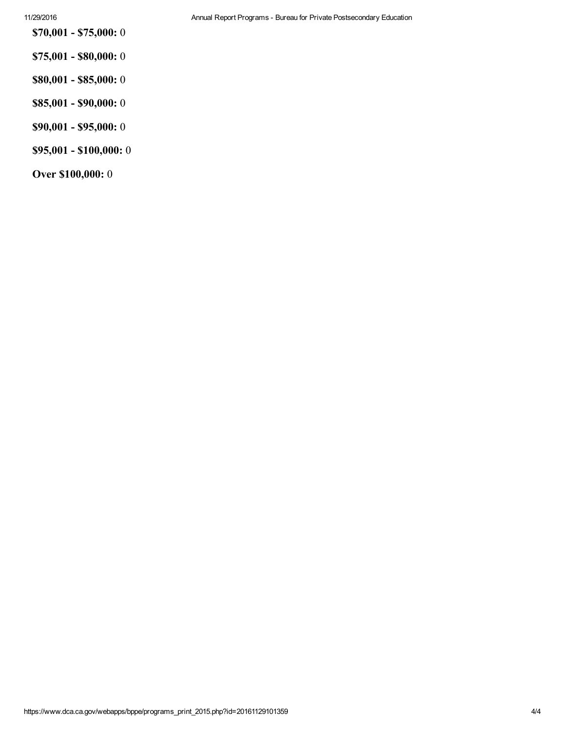**$70,001 - $75,000:** 0

**$75,001 - $80,000:** 0

**$80,001 - $85,000:** 0

**$85,001 - $90,000:** 0

**$90,001 - $95,000:** 0

**$95,001 - $100,000:** 0

**Over $100,000:** 0